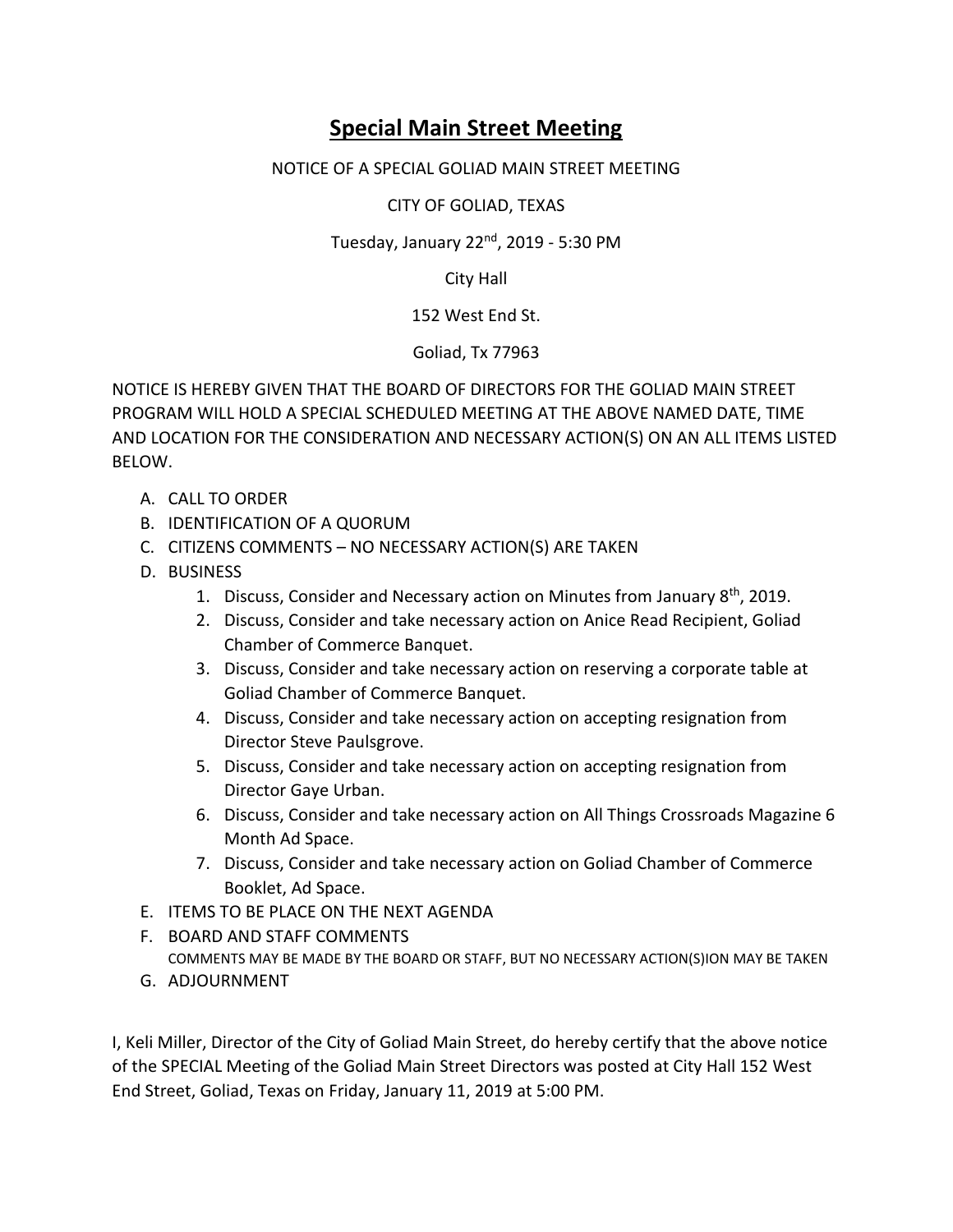# Special Main Street Meeting

NOTICE OF A SPECIAL GOLIAD MAIN STREET MEETING

CITY OF GOLIAD, TEXAS

Tuesday, January 22nd, 2019 - 5:30 PM

City Hall

152 West End St.

Goliad, Tx 77963

NOTICE IS HEREBY GIVEN THAT THE BOARD OF DIRECTORS FOR THE GOLIAD MAIN STREET PROGRAM WILL HOLD A SPECIAL SCHEDULED MEETING AT THE ABOVE NAMED DATE, TIME AND LOCATION FOR THE CONSIDERATION AND NECESSARY ACTION(S) ON AN ALL ITEMS LISTED BELOW.

A. CALL TO ORDER
B. IDENTIFICATION OF A QUORUM
C. CITIZENS COMMENTS – NO NECESSARY ACTION(S) ARE TAKEN
D. BUSINESS
    1. Discuss, Consider and Necessary action on Minutes from January 8th, 2019.
    2. Discuss, Consider and take necessary action on Anice Read Recipient, Goliad Chamber of Commerce Banquet.
    3. Discuss, Consider and take necessary action on reserving a corporate table at Goliad Chamber of Commerce Banquet.
    4. Discuss, Consider and take necessary action on accepting resignation from Director Steve Paulsgrove.
    5. Discuss, Consider and take necessary action on accepting resignation from Director Gaye Urban.
    6. Discuss, Consider and take necessary action on All Things Crossroads Magazine 6 Month Ad Space.
    7. Discuss, Consider and take necessary action on Goliad Chamber of Commerce Booklet, Ad Space.
E. ITEMS TO BE PLACE ON THE NEXT AGENDA
F. BOARD AND STAFF COMMENTS
   COMMENTS MAY BE MADE BY THE BOARD OR STAFF, BUT NO NECESSARY ACTION(S)ION MAY BE TAKEN
G. ADJOURNMENT

I, Keli Miller, Director of the City of Goliad Main Street, do hereby certify that the above notice of the SPECIAL Meeting of the Goliad Main Street Directors was posted at City Hall 152 West End Street, Goliad, Texas on Friday, January 11, 2019 at 5:00 PM.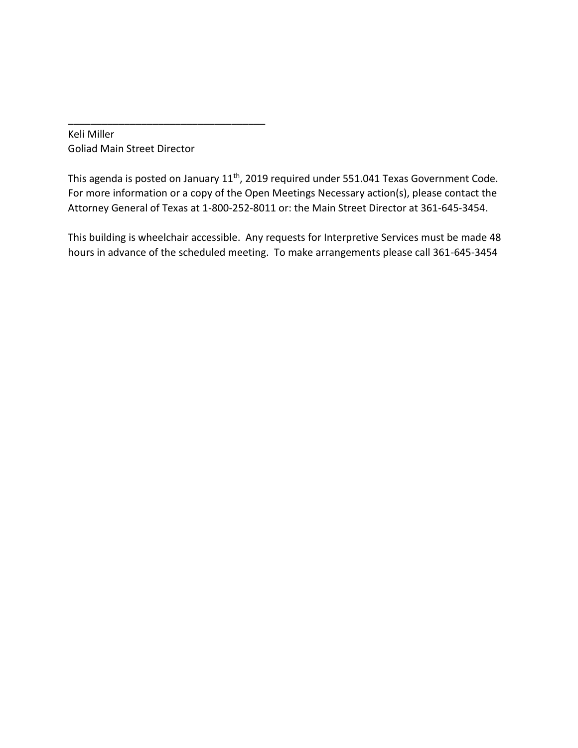___________________________________

Keli Miller
Goliad Main Street Director

This agenda is posted on January 11th, 2019 required under 551.041 Texas Government Code. For more information or a copy of the Open Meetings Necessary action(s), please contact the Attorney General of Texas at 1-800-252-8011 or: the Main Street Director at 361-645-3454.

This building is wheelchair accessible. Any requests for Interpretive Services must be made 48 hours in advance of the scheduled meeting. To make arrangements please call 361-645-3454